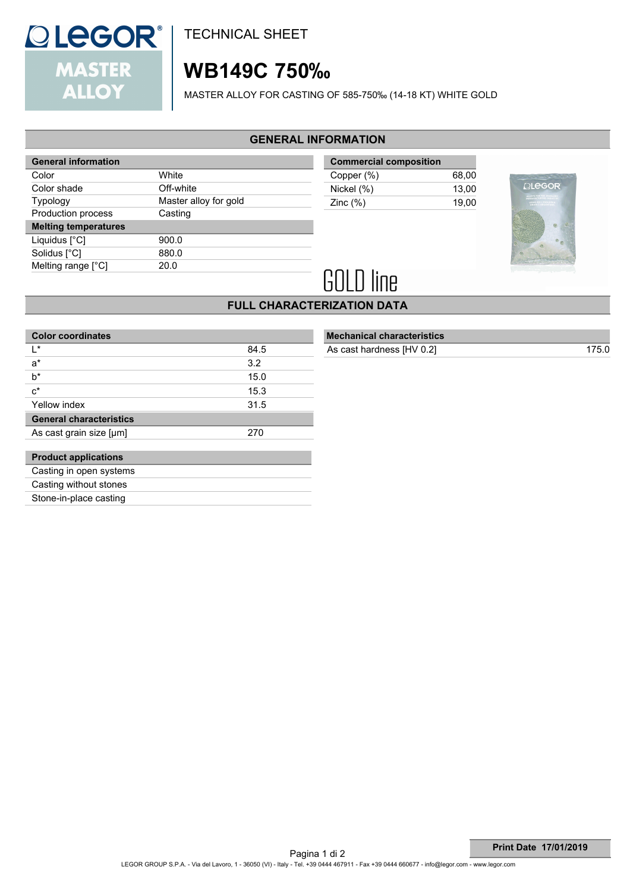TECHNICAL SHEET

# WB149C 750‰

MASTER ALLOY FOR CASTING OF 585-750‰ (14-18 KT) WHITE GOLD

## GENERAL INFORMATION

| General information | |
|---|---|
| Color | White |
| Color shade | Off-white |
| Typology | Master alloy for gold |
| Production process | Casting |
| **Melting temperatures** | |
| Liquidus [°C] | 900.0 |
| Solidus [°C] | 880.0 |
| Melting range [°C] | 20.0 |

| Commercial composition | |
|---|---|
| Copper (%) | 68,00 |
| Nickel (%) | 13,00 |
| Zinc (%) | 19,00 |

GOLD line

## FULL CHARACTERIZATION DATA

| Color coordinates | |
|---|---|
| L* | 84.5 |
| a* | 3.2 |
| b* | 15.0 |
| c* | 15.3 |
| Yellow index | 31.5 |
| **General characteristics** | |
| As cast grain size [μm] | 270 |

| Mechanical characteristics | |
|---|---|
| As cast hardness [HV 0.2] | 175.0 |

| Product applications |
|---|
| Casting in open systems |
| Casting without stones |
| Stone-in-place casting |

Print Date 17/01/2019

LEGOR GROUP S.P.A. - Via del Lavoro, 1 - 36050 (VI) - Italy - Tel. +39 0444 467911 - Fax +39 0444 660677 - info@legor.com - www.legor.com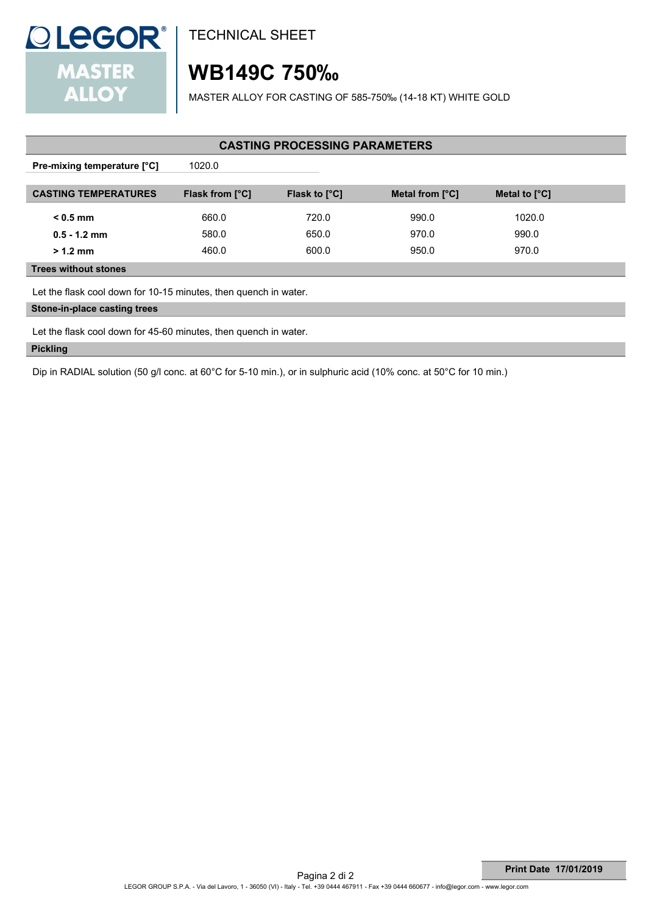TECHNICAL SHEET

# WB149C 750‰

MASTER ALLOY FOR CASTING OF 585-750‰ (14-18 KT) WHITE GOLD

## CASTING PROCESSING PARAMETERS

**Pre-mixing temperature [°C]** 1020.0

| CASTING TEMPERATURES | Flask from [°C] | Flask to [°C] | Metal from [°C] | Metal to [°C] |
|---|---|---|---|---|
| **< 0.5 mm** | 660.0 | 720.0 | 990.0 | 1020.0 |
| **0.5 - 1.2 mm** | 580.0 | 650.0 | 970.0 | 990.0 |
| **> 1.2 mm** | 460.0 | 600.0 | 950.0 | 970.0 |

### Trees without stones

Let the flask cool down for 10-15 minutes, then quench in water.

### Stone-in-place casting trees

Let the flask cool down for 45-60 minutes, then quench in water.

### Pickling

Dip in RADIAL solution (50 g/l conc. at 60°C for 5-10 min.), or in sulphuric acid (10% conc. at 50°C for 10 min.)

**Print Date 17/01/2019**

LEGOR GROUP S.P.A. - Via del Lavoro, 1 - 36050 (VI) - Italy - Tel. +39 0444 467911 - Fax +39 0444 660677 - info@legor.com - www.legor.com